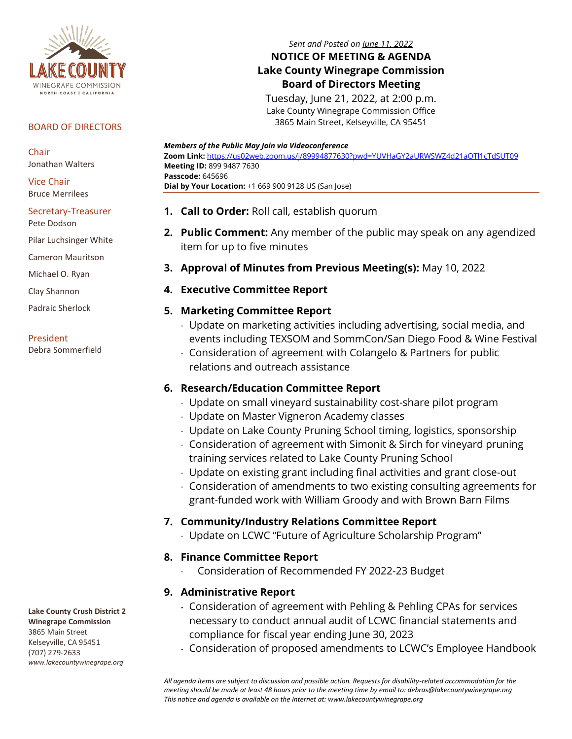LAKE COUNTY
WINEGRAPE COMMISSION
NORTH COAST | CALIFORNIA

BOARD OF DIRECTORS

Chair
Jonathan Walters

Vice Chair
Bruce Merrilees

Secretary-Treasurer
Pete Dodson

Pilar Luchsinger White

Cameron Mauritson

Michael O. Ryan

Clay Shannon

Padraic Sherlock

President
Debra Sommerfield

**Lake County Crush District 2 Winegrape Commission**
3865 Main Street
Kelseyville, CA 95451
(707) 279-2633
*www.lakecountywinegrape.org*

*Sent and Posted on June 11, 2022*

# NOTICE OF MEETING & AGENDA
## Lake County Winegrape Commission
## Board of Directors Meeting

Tuesday, June 21, 2022, at 2:00 p.m.
Lake County Winegrape Commission Office
3865 Main Street, Kelseyville, CA 95451

***Members of the Public May Join via Videoconference***
**Zoom Link:** https://us02web.zoom.us/j/89994877630?pwd=YUVHaGY2aURWSWZ4d21aOTl1cTdSUT09
**Meeting ID:** 899 9487 7630
**Passcode:** 645696
**Dial by Your Location:** +1 669 900 9128 US (San Jose)

1. **Call to Order:** Roll call, establish quorum
2. **Public Comment:** Any member of the public may speak on any agendized item for up to five minutes
3. **Approval of Minutes from Previous Meeting(s):** May 10, 2022
4. **Executive Committee Report**
5. **Marketing Committee Report**
   - Update on marketing activities including advertising, social media, and events including TEXSOM and SommCon/San Diego Food & Wine Festival
   - Consideration of agreement with Colangelo & Partners for public relations and outreach assistance
6. **Research/Education Committee Report**
   - Update on small vineyard sustainability cost-share pilot program
   - Update on Master Vigneron Academy classes
   - Update on Lake County Pruning School timing, logistics, sponsorship
   - Consideration of agreement with Simonit & Sirch for vineyard pruning training services related to Lake County Pruning School
   - Update on existing grant including final activities and grant close-out
   - Consideration of amendments to two existing consulting agreements for grant-funded work with William Groody and with Brown Barn Films
7. **Community/Industry Relations Committee Report**
   - Update on LCWC "Future of Agriculture Scholarship Program"
8. **Finance Committee Report**
   - Consideration of Recommended FY 2022-23 Budget
9. **Administrative Report**
   - Consideration of agreement with Pehling & Pehling CPAs for services necessary to conduct annual audit of LCWC financial statements and compliance for fiscal year ending June 30, 2023
   - Consideration of proposed amendments to LCWC's Employee Handbook

*All agenda items are subject to discussion and possible action. Requests for disability-related accommodation for the meeting should be made at least 48 hours prior to the meeting time by email to: debras@lakecountywinegrape.org*
*This notice and agenda is available on the Internet at: www.lakecountywinegrape.org*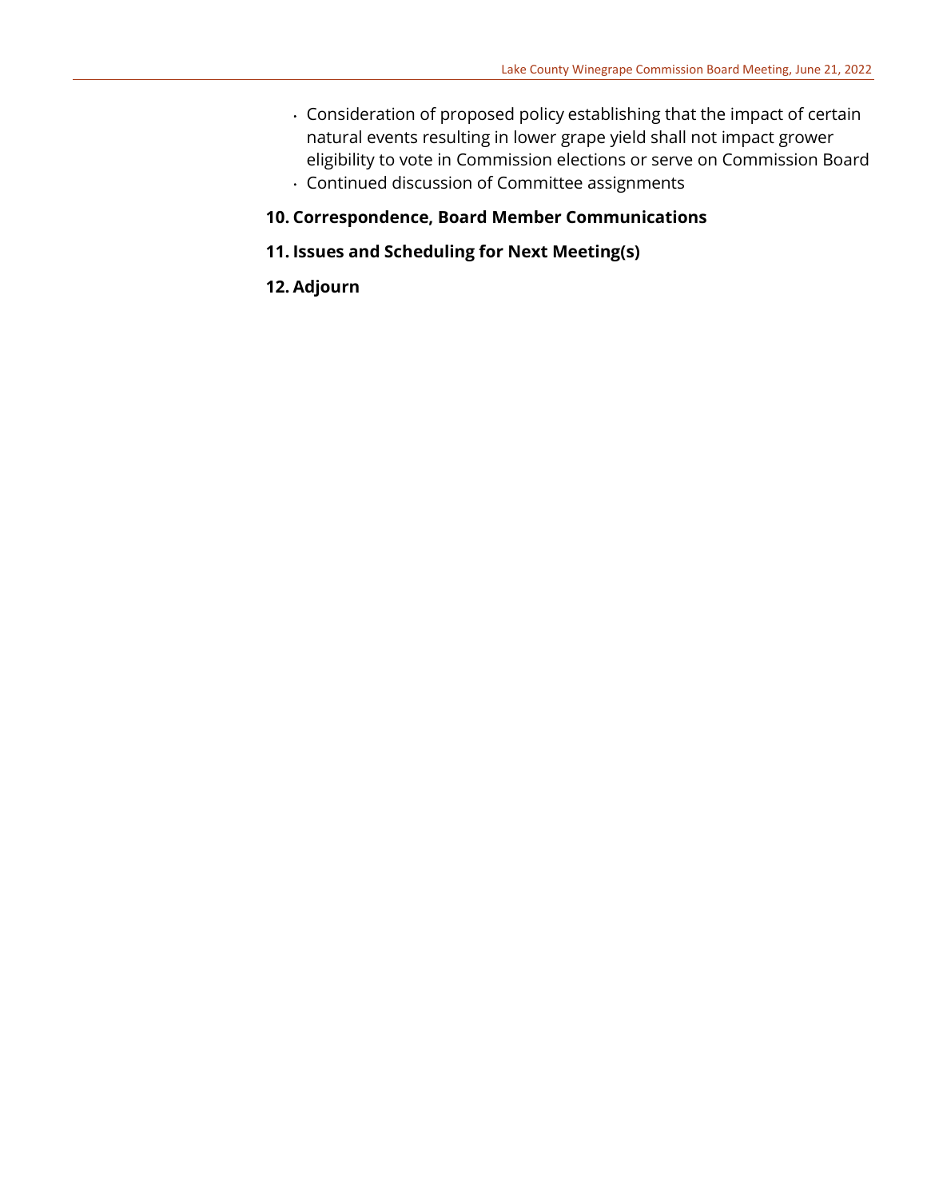- Consideration of proposed policy establishing that the impact of certain natural events resulting in lower grape yield shall not impact grower eligibility to vote in Commission elections or serve on Commission Board
- Continued discussion of Committee assignments

**10. Correspondence, Board Member Communications**

**11. Issues and Scheduling for Next Meeting(s)**

**12. Adjourn**